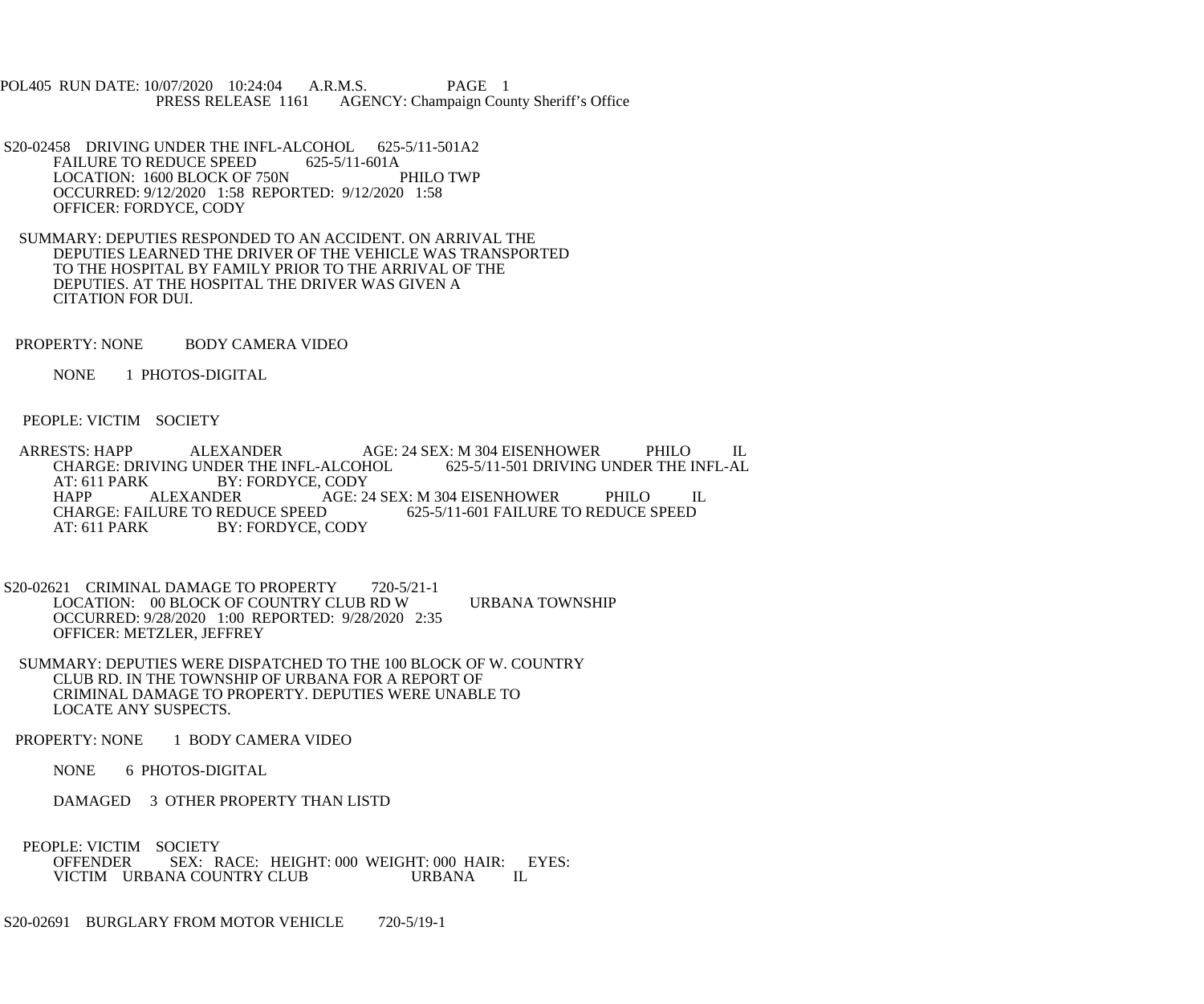POL405 RUN DATE: 10/07/2020 10:24:04 A.R.M.S. PAGE 1
PRESS RELEASE 1161 AGENCY: Champaign County Sheriff's Office

S20-02458 DRIVING UNDER THE INFL-ALCOHOL 625-5/11-501A2
FAILURE TO REDUCE SPEED 625-5/11-601A
LOCATION: 1600 BLOCK OF 750N PHILO TWP
OCCURRED: 9/12/2020 1:58 REPORTED: 9/12/2020 1:58
OFFICER: FORDYCE, CODY

SUMMARY: DEPUTIES RESPONDED TO AN ACCIDENT. ON ARRIVAL THE DEPUTIES LEARNED THE DRIVER OF THE VEHICLE WAS TRANSPORTED TO THE HOSPITAL BY FAMILY PRIOR TO THE ARRIVAL OF THE DEPUTIES. AT THE HOSPITAL THE DRIVER WAS GIVEN A CITATION FOR DUI.

PROPERTY: NONE BODY CAMERA VIDEO

NONE 1 PHOTOS-DIGITAL

PEOPLE: VICTIM SOCIETY

ARRESTS: HAPP ALEXANDER AGE: 24 SEX: M 304 EISENHOWER PHILO IL
CHARGE: DRIVING UNDER THE INFL-ALCOHOL 625-5/11-501 DRIVING UNDER THE INFL-AL
AT: 611 PARK BY: FORDYCE, CODY
HAPP ALEXANDER AGE: 24 SEX: M 304 EISENHOWER PHILO IL
CHARGE: FAILURE TO REDUCE SPEED 625-5/11-601 FAILURE TO REDUCE SPEED
AT: 611 PARK BY: FORDYCE, CODY

S20-02621 CRIMINAL DAMAGE TO PROPERTY 720-5/21-1
LOCATION: 00 BLOCK OF COUNTRY CLUB RD W URBANA TOWNSHIP
OCCURRED: 9/28/2020 1:00 REPORTED: 9/28/2020 2:35
OFFICER: METZLER, JEFFREY

SUMMARY: DEPUTIES WERE DISPATCHED TO THE 100 BLOCK OF W. COUNTRY CLUB RD. IN THE TOWNSHIP OF URBANA FOR A REPORT OF CRIMINAL DAMAGE TO PROPERTY. DEPUTIES WERE UNABLE TO LOCATE ANY SUSPECTS.

PROPERTY: NONE 1 BODY CAMERA VIDEO

NONE 6 PHOTOS-DIGITAL

DAMAGED 3 OTHER PROPERTY THAN LISTD

PEOPLE: VICTIM SOCIETY
OFFENDER SEX: RACE: HEIGHT: 000 WEIGHT: 000 HAIR: EYES:
VICTIM URBANA COUNTRY CLUB URBANA IL

S20-02691 BURGLARY FROM MOTOR VEHICLE 720-5/19-1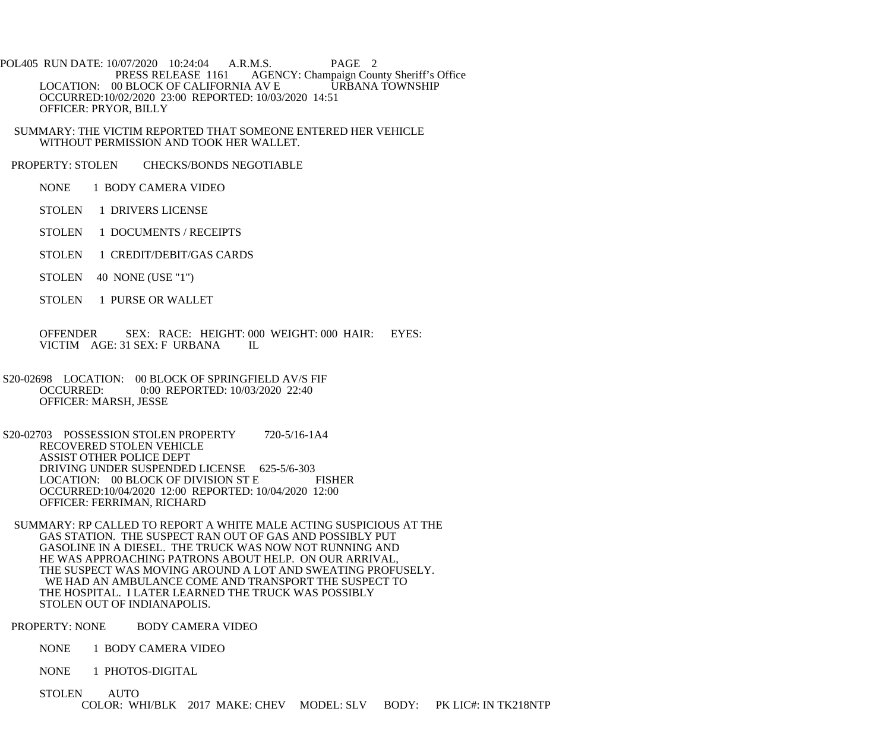POL405 RUN DATE: 10/07/2020 10:24:04 A.R.M.S. PAGE 2

PRESS RELEASE 1161 AGENCY: Champaign County Sheriff's Office

LOCATION: 00 BLOCK OF CALIFORNIA AV E URBANA TOWNSHIP
OCCURRED:10/02/2020 23:00 REPORTED: 10/03/2020 14:51
OFFICER: PRYOR, BILLY

SUMMARY: THE VICTIM REPORTED THAT SOMEONE ENTERED HER VEHICLE WITHOUT PERMISSION AND TOOK HER WALLET.

PROPERTY: STOLEN CHECKS/BONDS NEGOTIABLE

NONE 1 BODY CAMERA VIDEO

STOLEN 1 DRIVERS LICENSE

STOLEN 1 DOCUMENTS / RECEIPTS

STOLEN 1 CREDIT/DEBIT/GAS CARDS

STOLEN 40 NONE (USE "1")

STOLEN 1 PURSE OR WALLET

OFFENDER SEX: RACE: HEIGHT: 000 WEIGHT: 000 HAIR: EYES:
VICTIM AGE: 31 SEX: F URBANA IL

S20-02698 LOCATION: 00 BLOCK OF SPRINGFIELD AV/S FIF
OCCURRED: 0:00 REPORTED: 10/03/2020 22:40
OFFICER: MARSH, JESSE

S20-02703 POSSESSION STOLEN PROPERTY 720-5/16-1A4
RECOVERED STOLEN VEHICLE
ASSIST OTHER POLICE DEPT
DRIVING UNDER SUSPENDED LICENSE 625-5/6-303
LOCATION: 00 BLOCK OF DIVISION ST E FISHER
OCCURRED:10/04/2020 12:00 REPORTED: 10/04/2020 12:00
OFFICER: FERRIMAN, RICHARD

SUMMARY: RP CALLED TO REPORT A WHITE MALE ACTING SUSPICIOUS AT THE GAS STATION. THE SUSPECT RAN OUT OF GAS AND POSSIBLY PUT GASOLINE IN A DIESEL. THE TRUCK WAS NOW NOT RUNNING AND HE WAS APPROACHING PATRONS ABOUT HELP. ON OUR ARRIVAL, THE SUSPECT WAS MOVING AROUND A LOT AND SWEATING PROFUSELY. WE HAD AN AMBULANCE COME AND TRANSPORT THE SUSPECT TO THE HOSPITAL. I LATER LEARNED THE TRUCK WAS POSSIBLY STOLEN OUT OF INDIANAPOLIS.

PROPERTY: NONE BODY CAMERA VIDEO

NONE 1 BODY CAMERA VIDEO

NONE 1 PHOTOS-DIGITAL

STOLEN AUTO
COLOR: WHI/BLK 2017 MAKE: CHEV MODEL: SLV BODY: PK LIC#: IN TK218NTP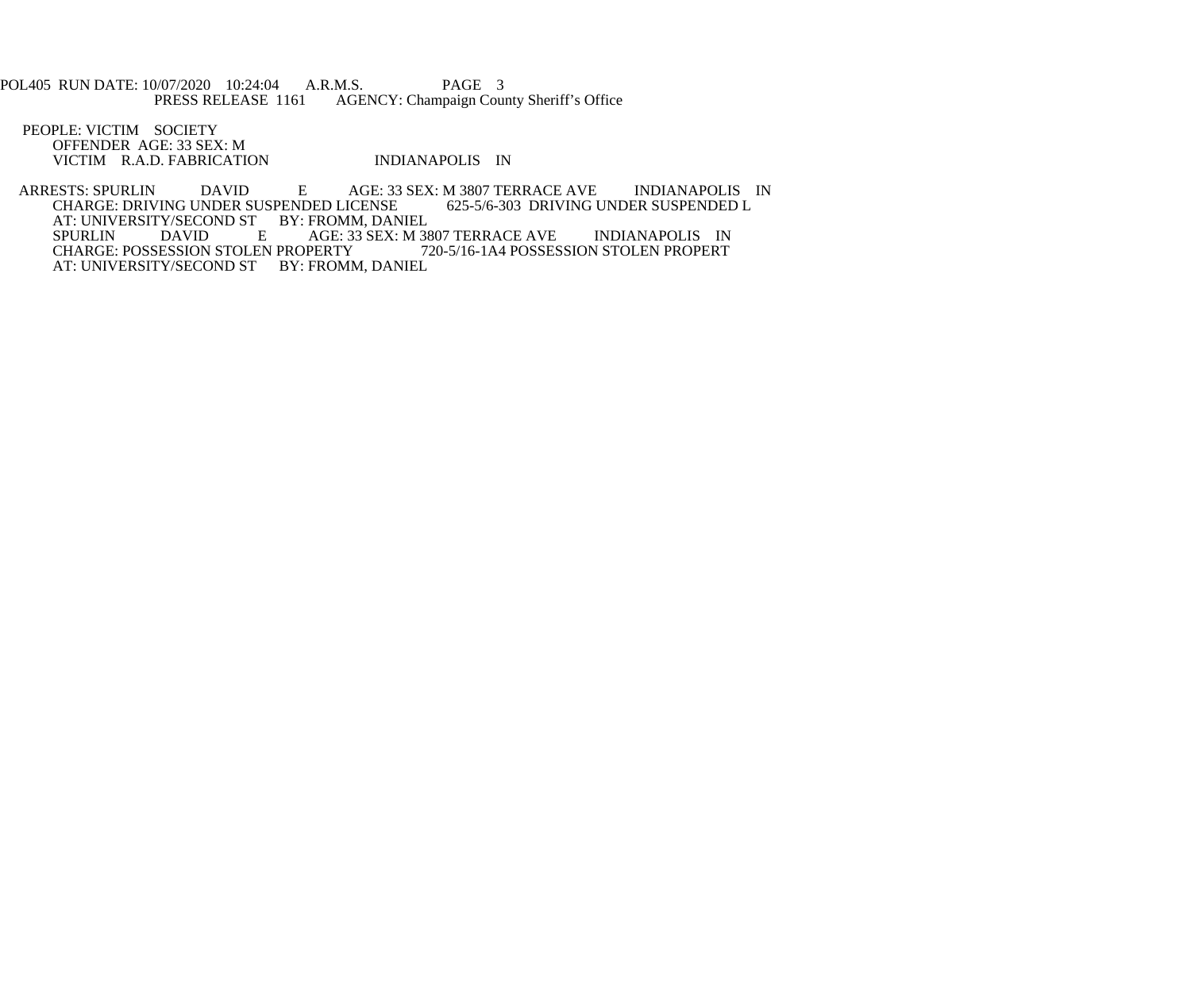PEOPLE: VICTIM SOCIETY
OFFENDER AGE: 33 SEX: M
VICTIM R.A.D. FABRICATION INDIANAPOLIS IN

ARRESTS: SPURLIN DAVID E AGE: 33 SEX: M 3807 TERRACE AVE INDIANAPOLIS IN
CHARGE: DRIVING UNDER SUSPENDED LICENSE 625-5/6-303 DRIVING UNDER SUSPENDED L
AT: UNIVERSITY/SECOND ST BY: FROMM, DANIEL
SPURLIN DAVID E AGE: 33 SEX: M 3807 TERRACE AVE INDIANAPOLIS IN
CHARGE: POSSESSION STOLEN PROPERTY 720-5/16-1A4 POSSESSION STOLEN PROPERT
AT: UNIVERSITY/SECOND ST BY: FROMM, DANIEL